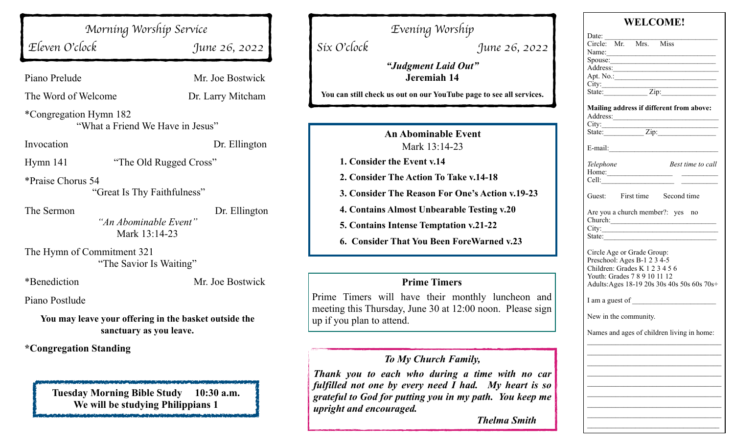## Morning Worship Service

*Eleven O'clock* *June 26, 2022*

Piano Prelude — Mr. Joe Bostwick

The Word of Welcome — Dr. Larry Mitcham

*Congregation Hymn 182
"What a Friend We Have in Jesus"

Invocation — Dr. Ellington

Hymn 141 "The Old Rugged Cross"

*Praise Chorus 54
"Great Is Thy Faithfulness"

The Sermon — Dr. Ellington
*"An Abominable Event"*
Mark 13:14-23

The Hymn of Commitment 321
"The Savior Is Waiting"

*Benediction — Mr. Joe Bostwick

Piano Postlude

**You may leave your offering in the basket outside the sanctuary as you leave.**

***Congregation Standing**

**Tuesday Morning Bible Study 10:30 a.m.**
**We will be studying Philippians 1**

## Evening Worship

*Six O'clock* *June 26, 2022*

***"Judgment Laid Out"***
**Jeremiah 14**

**You can still check us out on our YouTube page to see all services.**

### An Abominable Event

Mark 13:14-23

1. **Consider the Event v.14**
2. **Consider The Action To Take v.14-18**
3. **Consider The Reason For One's Action v.19-23**
4. **Contains Almost Unbearable Testing v.20**
5. **Contains Intense Temptation v.21-22**
6. **Consider That You Been ForeWarned v.23**

### Prime Timers

Prime Timers will have their monthly luncheon and meeting this Thursday, June 30 at 12:00 noon. Please sign up if you plan to attend.

*To My Church Family,*

***Thank you to each who during a time with no car fulfilled not one by every need I had. My heart is so grateful to God for putting you in my path. You keep me upright and encouraged.***

***Thelma Smith***

## WELCOME!

Date: ______________________________
Circle: Mr. Mrs. Miss
Name:______________________________
Spouse:_____________________________
Address:____________________________
Apt. No.:____________________________
City:_______________________________
State:____________ Zip:______________

**Mailing address if different from above:**
Address:____________________________
City:_______________________________
State:___________ Zip:_______________

E-mail:_____________________________

*Telephone* *Best time to call*
Home:__________________ __________
Cell:___________________ __________

Guest: First time Second time

Are you a church member?: yes no
Church:_____________________________
City:_______________________________
State:______________________________

Circle Age or Grade Group:
Preschool: Ages B-1 2 3 4-5
Children: Grades K 1 2 3 4 5 6
Youth: Grades 7 8 9 10 11 12
Adults:Ages 18-19 20s 30s 40s 50s 60s 70s+

I am a guest of _______________________

New in the community.

Names and ages of children living in home:
___________________________________
___________________________________
___________________________________
___________________________________
___________________________________
___________________________________
___________________________________
___________________________________
___________________________________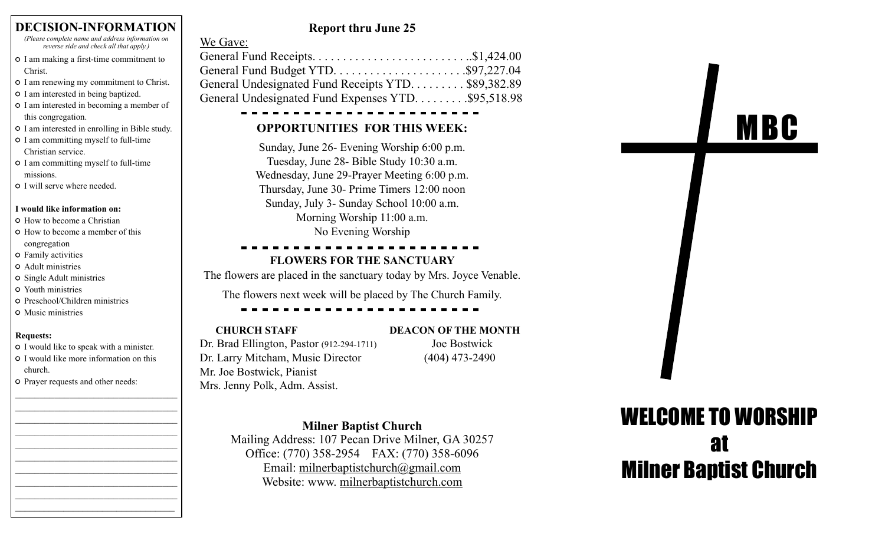## DECISION-INFORMATION

*(Please complete name and address information on reverse side and check all that apply.)*

- I am making a first-time commitment to Christ.
- I am renewing my commitment to Christ.
- I am interested in being baptized.
- I am interested in becoming a member of this congregation.
- I am interested in enrolling in Bible study.
- I am committing myself to full-time Christian service.
- I am committing myself to full-time missions.
- I will serve where needed.

**I would like information on:**

- How to become a Christian
- How to become a member of this congregation
- Family activities
- Adult ministries
- Single Adult ministries
- Youth ministries
- Preschool/Children ministries
- Music ministries

**Requests:**

- I would like to speak with a minister.
- I would like more information on this church.
- Prayer requests and other needs:

______________________________

______________________________

______________________________

______________________________

______________________________

______________________________

______________________________

______________________________

______________________________

______________________________

**Report thru June 25**

We Gave:

General Fund Receipts. . . . . . . . . . . . . . . . . . . . . . . . . ..$1,424.00
General Fund Budget YTD. . . . . . . . . . . . . . . . . . . . . .$97,227.04
General Undesignated Fund Receipts YTD. . . . . . . . . $89,382.89
General Undesignated Fund Expenses YTD. . . . . . . . .$95,518.98

### OPPORTUNITIES FOR THIS WEEK:

Sunday, June 26- Evening Worship 6:00 p.m.
Tuesday, June 28- Bible Study 10:30 a.m.
Wednesday, June 29-Prayer Meeting 6:00 p.m.
Thursday, June 30- Prime Timers 12:00 noon
Sunday, July 3- Sunday School 10:00 a.m.
Morning Worship 11:00 a.m.
No Evening Worship

### FLOWERS FOR THE SANCTUARY

The flowers are placed in the sanctuary today by Mrs. Joyce Venable.

The flowers next week will be placed by The Church Family.

**CHURCH STAFF**

Dr. Brad Ellington, Pastor (912-294-1711)
Dr. Larry Mitcham, Music Director
Mr. Joe Bostwick, Pianist
Mrs. Jenny Polk, Adm. Assist.

**DEACON OF THE MONTH**

Joe Bostwick
(404) 473-2490

**Milner Baptist Church**
Mailing Address: 107 Pecan Drive Milner, GA 30257
Office: (770) 358-2954 FAX: (770) 358-6096
Email: milnerbaptistchurch@gmail.com
Website: www. milnerbaptistchurch.com

MBC

# WELCOME TO WORSHIP at Milner Baptist Church